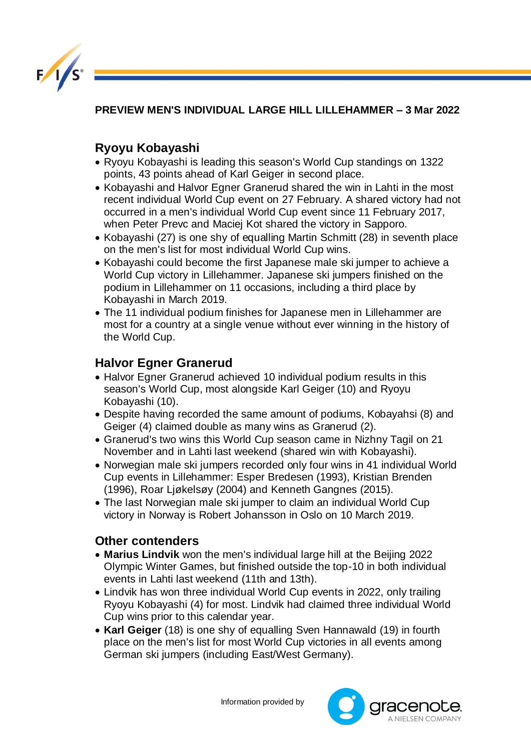**PREVIEW MEN'S INDIVIDUAL LARGE HILL LILLEHAMMER – 3 Mar 2022**

## Ryoyu Kobayashi

- Ryoyu Kobayashi is leading this season's World Cup standings on 1322 points, 43 points ahead of Karl Geiger in second place.
- Kobayashi and Halvor Egner Granerud shared the win in Lahti in the most recent individual World Cup event on 27 February. A shared victory had not occurred in a men's individual World Cup event since 11 February 2017, when Peter Prevc and Maciej Kot shared the victory in Sapporo.
- Kobayashi (27) is one shy of equalling Martin Schmitt (28) in seventh place on the men's list for most individual World Cup wins.
- Kobayashi could become the first Japanese male ski jumper to achieve a World Cup victory in Lillehammer. Japanese ski jumpers finished on the podium in Lillehammer on 11 occasions, including a third place by Kobayashi in March 2019.
- The 11 individual podium finishes for Japanese men in Lillehammer are most for a country at a single venue without ever winning in the history of the World Cup.

## Halvor Egner Granerud

- Halvor Egner Granerud achieved 10 individual podium results in this season's World Cup, most alongside Karl Geiger (10) and Ryoyu Kobayashi (10).
- Despite having recorded the same amount of podiums, Kobayahsi (8) and Geiger (4) claimed double as many wins as Granerud (2).
- Granerud's two wins this World Cup season came in Nizhny Tagil on 21 November and in Lahti last weekend (shared win with Kobayashi).
- Norwegian male ski jumpers recorded only four wins in 41 individual World Cup events in Lillehammer: Esper Bredesen (1993), Kristian Brenden (1996), Roar Ljøkelsøy (2004) and Kenneth Gangnes (2015).
- The last Norwegian male ski jumper to claim an individual World Cup victory in Norway is Robert Johansson in Oslo on 10 March 2019.

## Other contenders

- **Marius Lindvik** won the men's individual large hill at the Beijing 2022 Olympic Winter Games, but finished outside the top-10 in both individual events in Lahti last weekend (11th and 13th).
- Lindvik has won three individual World Cup events in 2022, only trailing Ryoyu Kobayashi (4) for most. Lindvik had claimed three individual World Cup wins prior to this calendar year.
- **Karl Geiger** (18) is one shy of equalling Sven Hannawald (19) in fourth place on the men's list for most World Cup victories in all events among German ski jumpers (including East/West Germany).

Information provided by gracenote. A NIELSEN COMPANY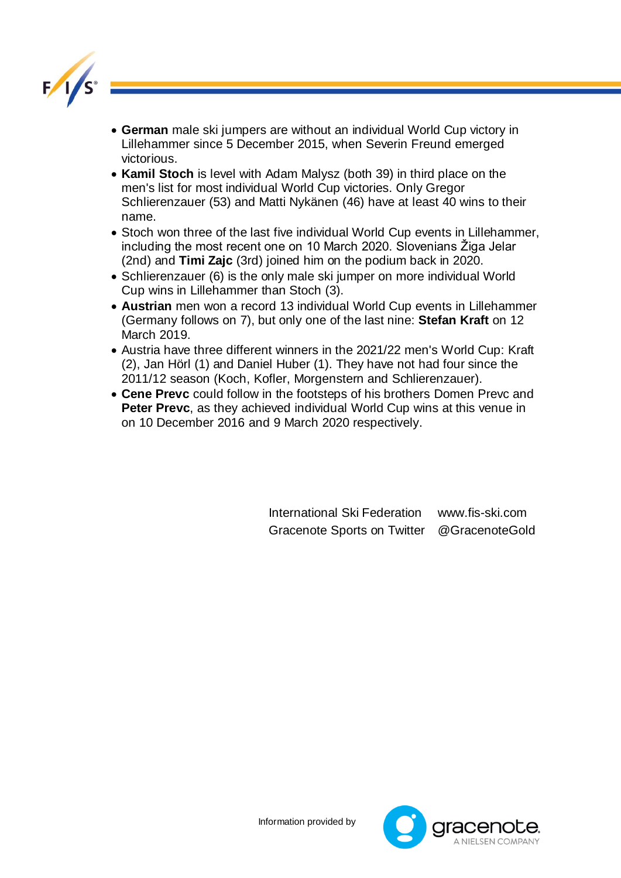- **German** male ski jumpers are without an individual World Cup victory in Lillehammer since 5 December 2015, when Severin Freund emerged victorious.
- **Kamil Stoch** is level with Adam Malysz (both 39) in third place on the men's list for most individual World Cup victories. Only Gregor Schlierenzauer (53) and Matti Nykänen (46) have at least 40 wins to their name.
- Stoch won three of the last five individual World Cup events in Lillehammer, including the most recent one on 10 March 2020. Slovenians Žiga Jelar (2nd) and **Timi Zajc** (3rd) joined him on the podium back in 2020.
- Schlierenzauer (6) is the only male ski jumper on more individual World Cup wins in Lillehammer than Stoch (3).
- **Austrian** men won a record 13 individual World Cup events in Lillehammer (Germany follows on 7), but only one of the last nine: **Stefan Kraft** on 12 March 2019.
- Austria have three different winners in the 2021/22 men's World Cup: Kraft (2), Jan Hörl (1) and Daniel Huber (1). They have not had four since the 2011/12 season (Koch, Kofler, Morgenstern and Schlierenzauer).
- **Cene Prevc** could follow in the footsteps of his brothers Domen Prevc and **Peter Prevc**, as they achieved individual World Cup wins at this venue in on 10 December 2016 and 9 March 2020 respectively.

International Ski Federation www.fis-ski.com
Gracenote Sports on Twitter @GracenoteGold

Information provided by gracenote. A NIELSEN COMPANY